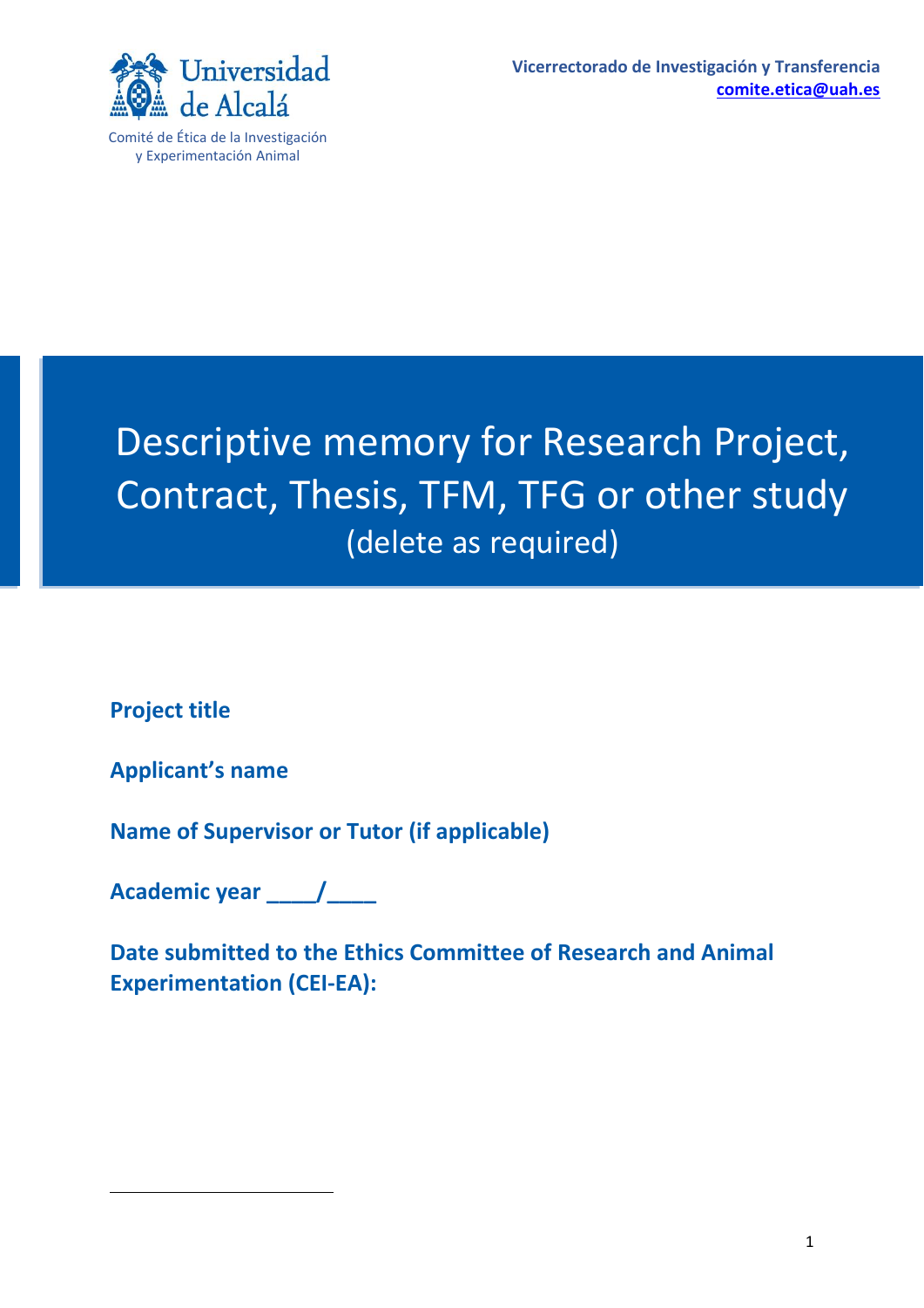Universidad de Alcalá

Comité de Ética de la Investigación y Experimentación Animal

**Vicerrectorado de Investigación y Transferencia**
**comite.etica@uah.es**

# Descriptive memory for Research Project, Contract, Thesis, TFM, TFG or other study

(delete as required)

**Project title**

**Applicant's name**

**Name of Supervisor or Tutor (if applicable)**

**Academic year ____/____**

**Date submitted to the Ethics Committee of Research and Animal Experimentation (CEI-EA):**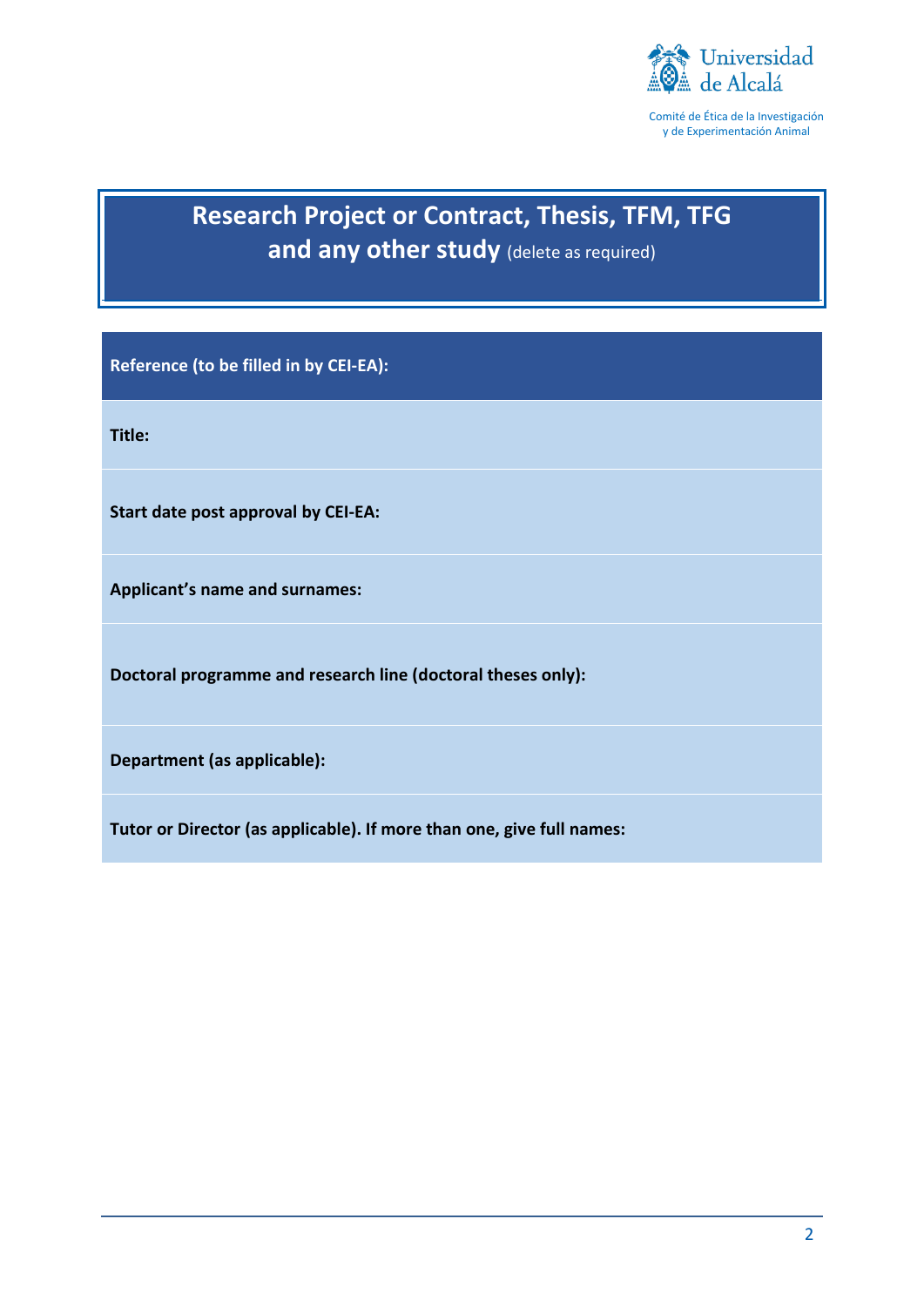Universidad de Alcalá

Comité de Ética de la Investigación y de Experimentación Animal

# Research Project or Contract, Thesis, TFM, TFG and any other study (delete as required)

| Reference (to be filled in by CEI-EA): |
| --- |
| Title: |
| Start date post approval by CEI-EA: |
| Applicant's name and surnames: |
| Doctoral programme and research line (doctoral theses only): |
| Department (as applicable): |
| Tutor or Director (as applicable). If more than one, give full names: |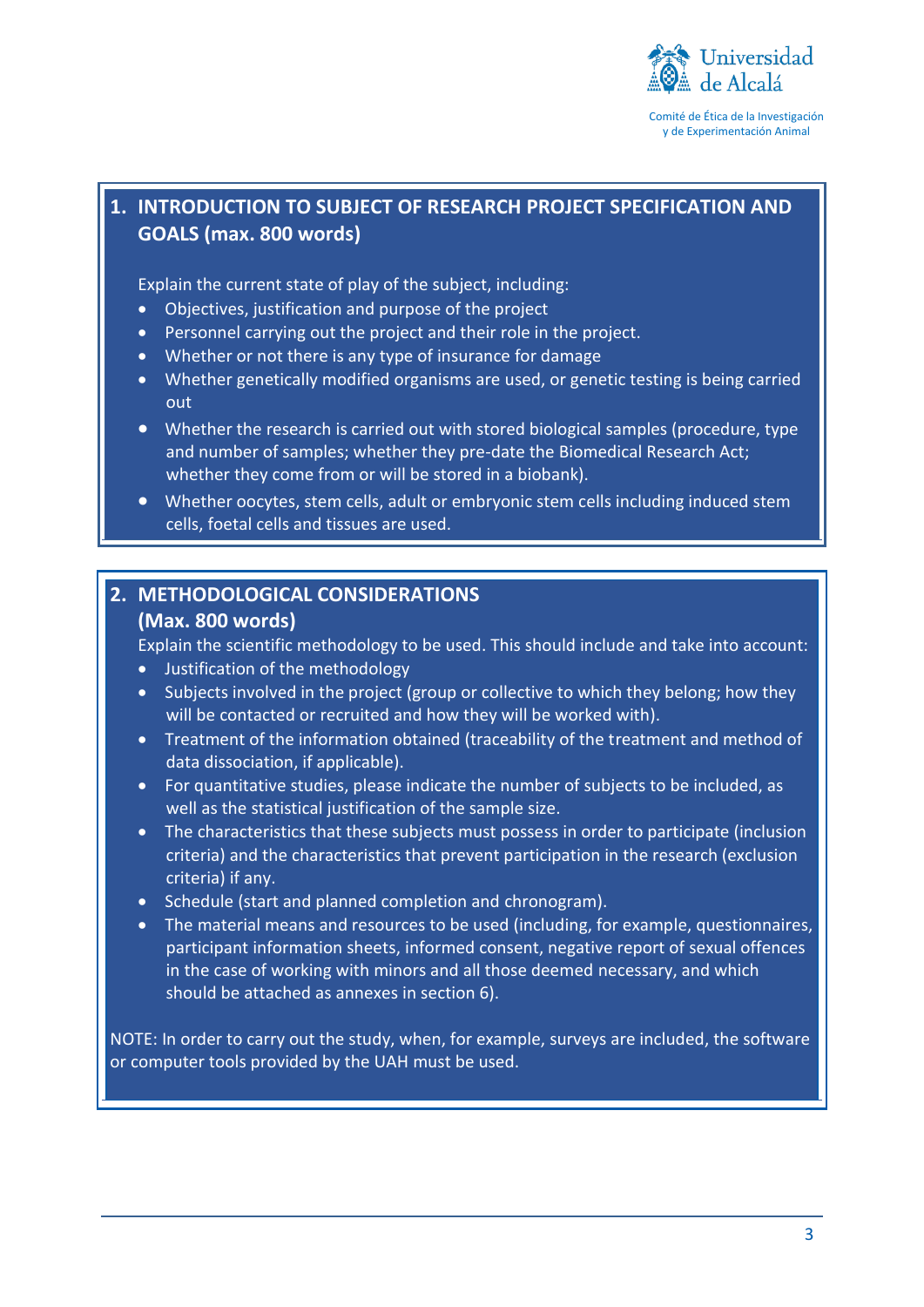## 1. INTRODUCTION TO SUBJECT OF RESEARCH PROJECT SPECIFICATION AND GOALS (max. 800 words)

Explain the current state of play of the subject, including:

- Objectives, justification and purpose of the project
- Personnel carrying out the project and their role in the project.
- Whether or not there is any type of insurance for damage
- Whether genetically modified organisms are used, or genetic testing is being carried out
- Whether the research is carried out with stored biological samples (procedure, type and number of samples; whether they pre-date the Biomedical Research Act; whether they come from or will be stored in a biobank).
- Whether oocytes, stem cells, adult or embryonic stem cells including induced stem cells, foetal cells and tissues are used.

## 2. METHODOLOGICAL CONSIDERATIONS (Max. 800 words)

Explain the scientific methodology to be used. This should include and take into account:

- Justification of the methodology
- Subjects involved in the project (group or collective to which they belong; how they will be contacted or recruited and how they will be worked with).
- Treatment of the information obtained (traceability of the treatment and method of data dissociation, if applicable).
- For quantitative studies, please indicate the number of subjects to be included, as well as the statistical justification of the sample size.
- The characteristics that these subjects must possess in order to participate (inclusion criteria) and the characteristics that prevent participation in the research (exclusion criteria) if any.
- Schedule (start and planned completion and chronogram).
- The material means and resources to be used (including, for example, questionnaires, participant information sheets, informed consent, negative report of sexual offences in the case of working with minors and all those deemed necessary, and which should be attached as annexes in section 6).

NOTE: In order to carry out the study, when, for example, surveys are included, the software or computer tools provided by the UAH must be used.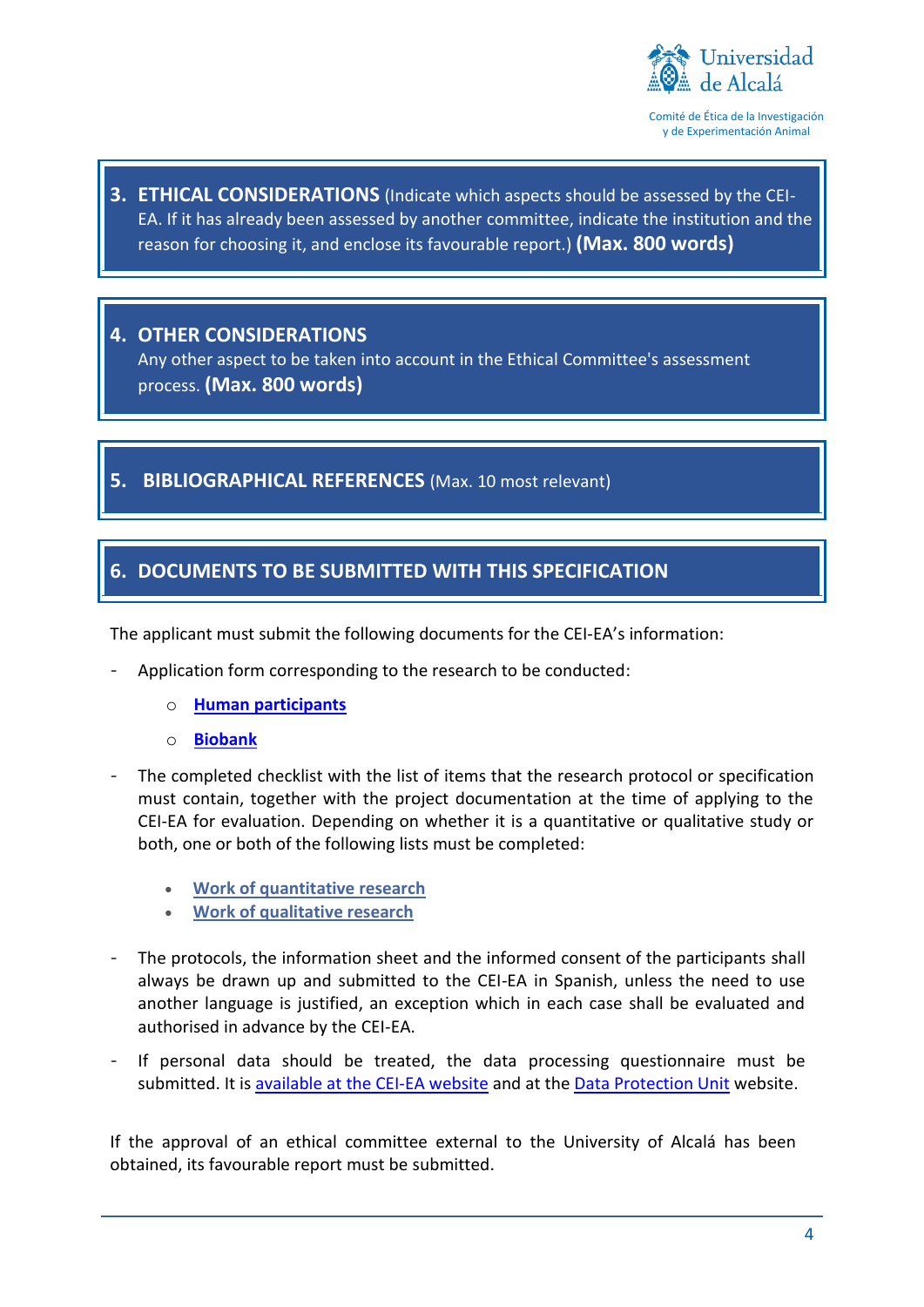## 3. ETHICAL CONSIDERATIONS (Indicate which aspects should be assessed by the CEI-EA. If it has already been assessed by another committee, indicate the institution and the reason for choosing it, and enclose its favourable report.) **(Max. 800 words)**

## 4. OTHER CONSIDERATIONS

Any other aspect to be taken into account in the Ethical Committee's assessment process. **(Max. 800 words)**

## 5. BIBLIOGRAPHICAL REFERENCES (Max. 10 most relevant)

## 6. DOCUMENTS TO BE SUBMITTED WITH THIS SPECIFICATION

The applicant must submit the following documents for the CEI-EA's information:

- Application form corresponding to the research to be conducted:
  - **Human participants**
  - **Biobank**
- The completed checklist with the list of items that the research protocol or specification must contain, together with the project documentation at the time of applying to the CEI-EA for evaluation. Depending on whether it is a quantitative or qualitative study or both, one or both of the following lists must be completed:
  - **Work of quantitative research**
  - **Work of qualitative research**
- The protocols, the information sheet and the informed consent of the participants shall always be drawn up and submitted to the CEI-EA in Spanish, unless the need to use another language is justified, an exception which in each case shall be evaluated and authorised in advance by the CEI-EA.
- If personal data should be treated, the data processing questionnaire must be submitted. It is available at the CEI-EA website and at the Data Protection Unit website.

If the approval of an ethical committee external to the University of Alcalá has been obtained, its favourable report must be submitted.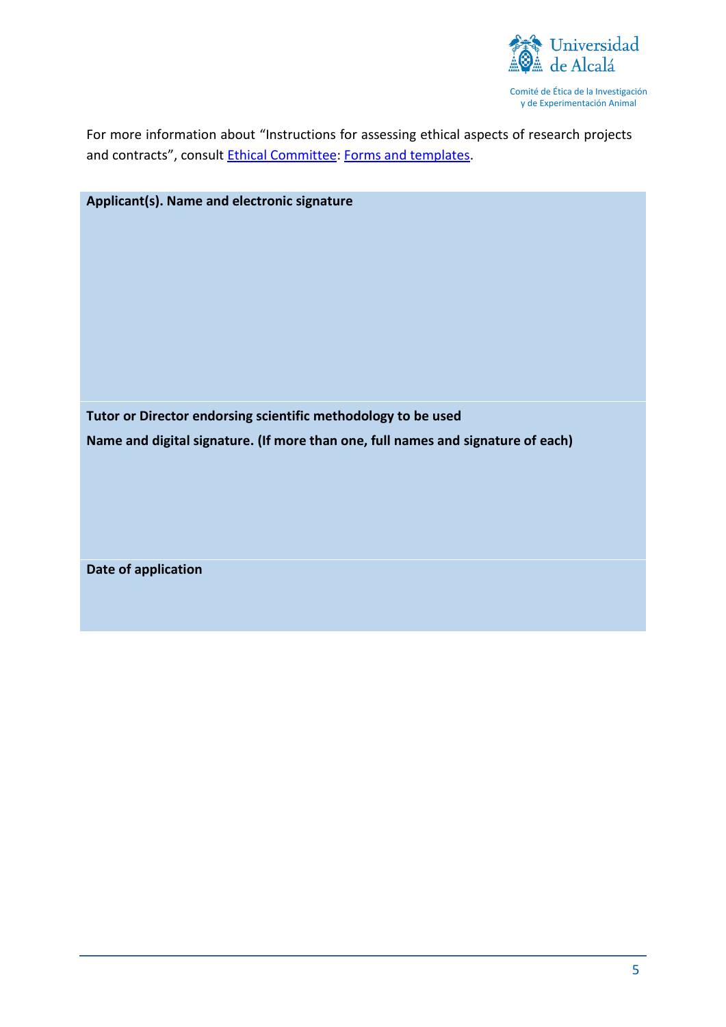For more information about "Instructions for assessing ethical aspects of research projects and contracts", consult [Ethical Committee](#): [Forms and templates](#).

| |
|---|
| **Applicant(s). Name and electronic signature** |
| **Tutor or Director endorsing scientific methodology to be used**<br>**Name and digital signature. (If more than one, full names and signature of each)** |
| **Date of application** |